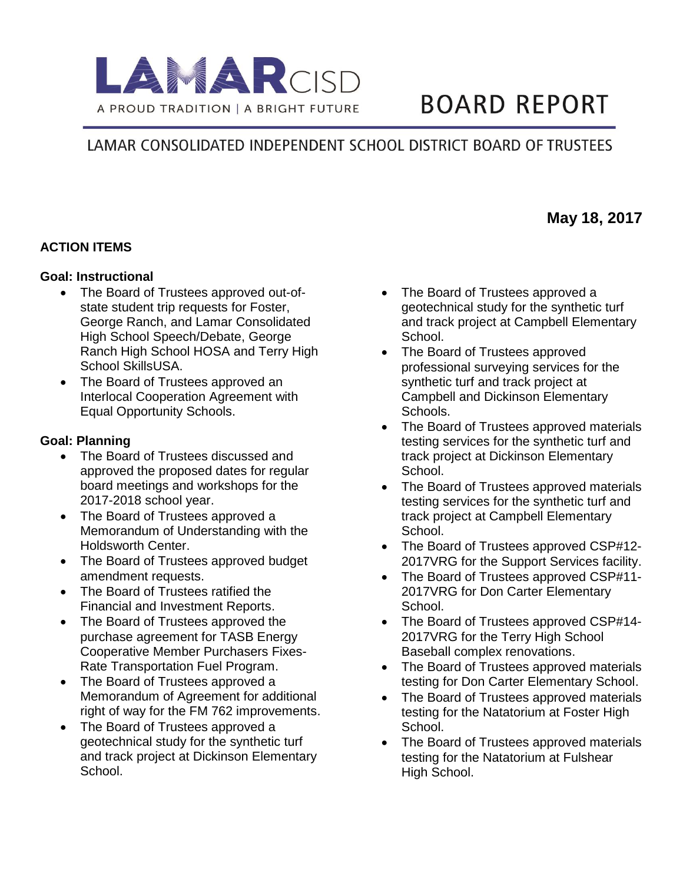LAMAR CISD

A PROUD TRADITION | A BRIGHT FUTURE

# BOARD REPORT

## LAMAR CONSOLIDATED INDEPENDENT SCHOOL DISTRICT BOARD OF TRUSTEES

**May 18, 2017**

**ACTION ITEMS**

**Goal: Instructional**

- The Board of Trustees approved out-of-state student trip requests for Foster, George Ranch, and Lamar Consolidated High School Speech/Debate, George Ranch High School HOSA and Terry High School SkillsUSA.
- The Board of Trustees approved an Interlocal Cooperation Agreement with Equal Opportunity Schools.

**Goal: Planning**

- The Board of Trustees discussed and approved the proposed dates for regular board meetings and workshops for the 2017-2018 school year.
- The Board of Trustees approved a Memorandum of Understanding with the Holdsworth Center.
- The Board of Trustees approved budget amendment requests.
- The Board of Trustees ratified the Financial and Investment Reports.
- The Board of Trustees approved the purchase agreement for TASB Energy Cooperative Member Purchasers Fixes-Rate Transportation Fuel Program.
- The Board of Trustees approved a Memorandum of Agreement for additional right of way for the FM 762 improvements.
- The Board of Trustees approved a geotechnical study for the synthetic turf and track project at Dickinson Elementary School.
- The Board of Trustees approved a geotechnical study for the synthetic turf and track project at Campbell Elementary School.
- The Board of Trustees approved professional surveying services for the synthetic turf and track project at Campbell and Dickinson Elementary Schools.
- The Board of Trustees approved materials testing services for the synthetic turf and track project at Dickinson Elementary School.
- The Board of Trustees approved materials testing services for the synthetic turf and track project at Campbell Elementary School.
- The Board of Trustees approved CSP#12-2017VRG for the Support Services facility.
- The Board of Trustees approved CSP#11-2017VRG for Don Carter Elementary School.
- The Board of Trustees approved CSP#14-2017VRG for the Terry High School Baseball complex renovations.
- The Board of Trustees approved materials testing for Don Carter Elementary School.
- The Board of Trustees approved materials testing for the Natatorium at Foster High School.
- The Board of Trustees approved materials testing for the Natatorium at Fulshear High School.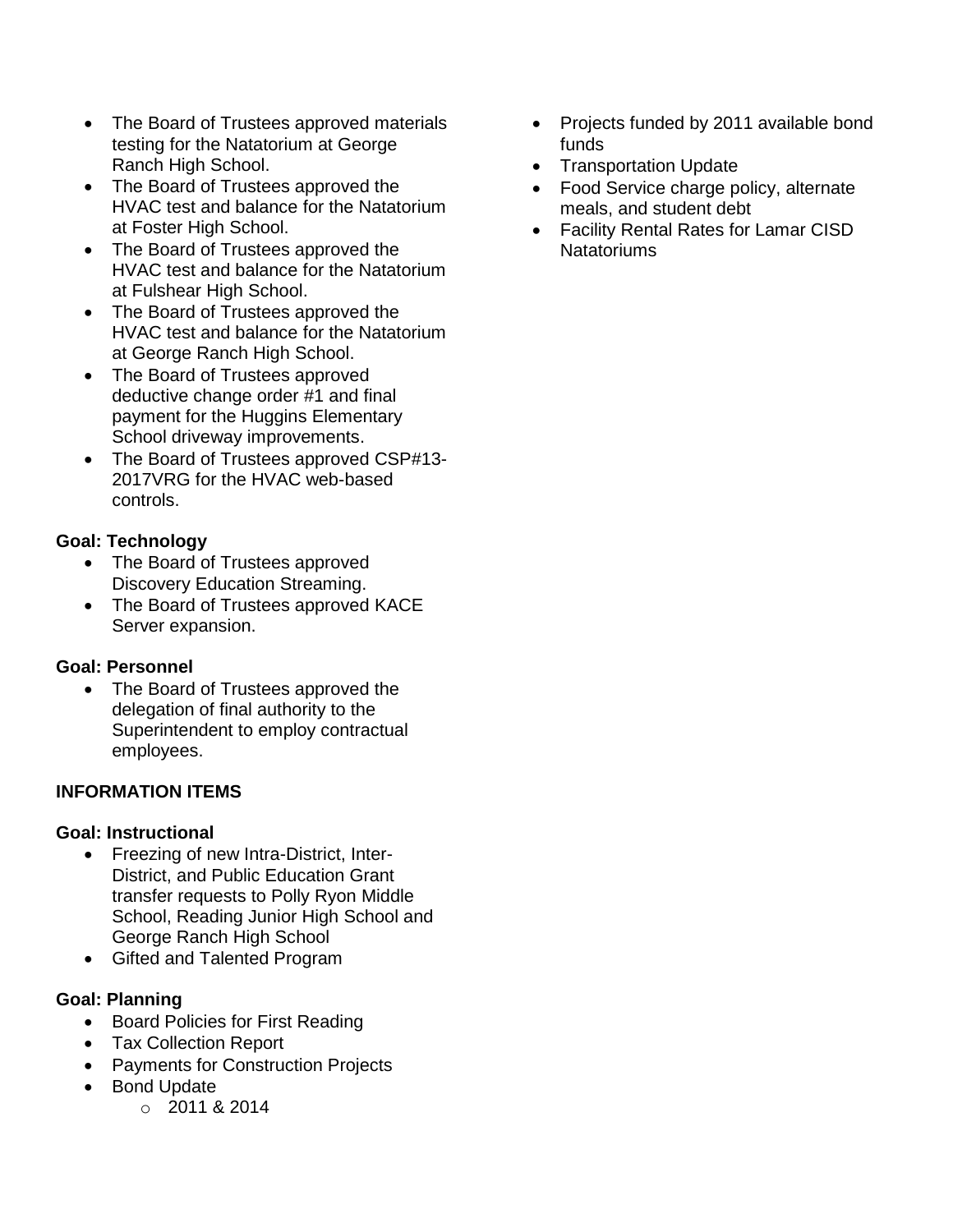- The Board of Trustees approved materials testing for the Natatorium at George Ranch High School.
- The Board of Trustees approved the HVAC test and balance for the Natatorium at Foster High School.
- The Board of Trustees approved the HVAC test and balance for the Natatorium at Fulshear High School.
- The Board of Trustees approved the HVAC test and balance for the Natatorium at George Ranch High School.
- The Board of Trustees approved deductive change order #1 and final payment for the Huggins Elementary School driveway improvements.
- The Board of Trustees approved CSP#13-2017VRG for the HVAC web-based controls.

**Goal: Technology**

- The Board of Trustees approved Discovery Education Streaming.
- The Board of Trustees approved KACE Server expansion.

**Goal: Personnel**

- The Board of Trustees approved the delegation of final authority to the Superintendent to employ contractual employees.

**INFORMATION ITEMS**

**Goal: Instructional**

- Freezing of new Intra-District, Inter-District, and Public Education Grant transfer requests to Polly Ryon Middle School, Reading Junior High School and George Ranch High School
- Gifted and Talented Program

**Goal: Planning**

- Board Policies for First Reading
- Tax Collection Report
- Payments for Construction Projects
- Bond Update
  - 2011 & 2014
- Projects funded by 2011 available bond funds
- Transportation Update
- Food Service charge policy, alternate meals, and student debt
- Facility Rental Rates for Lamar CISD Natatoriums